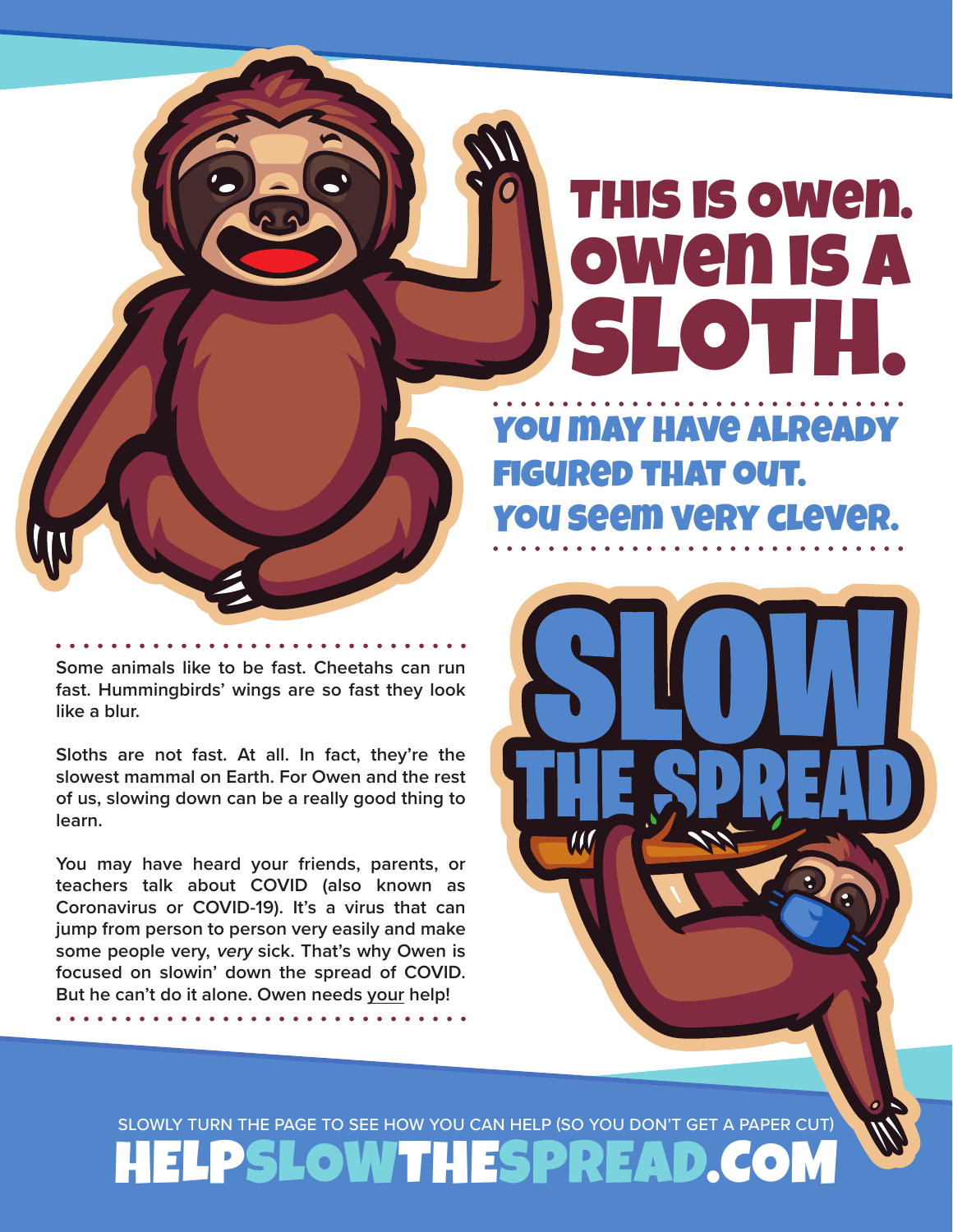# THIS IS OWEN. OWEN IS A SLOTH.

YOU MAY HAVE ALREADY FIGURED THAT OUT. YOU SEEM VERY CLEVER.

Some animals like to be fast. Cheetahs can run fast. Hummingbirds' wings are so fast they look like a blur.

Sloths are not fast. At all. In fact, they're the slowest mammal on Earth. For Owen and the rest of us, slowing down can be a really good thing to learn.

You may have heard your friends, parents, or teachers talk about COVID (also known as Coronavirus or COVID-19). It's a virus that can jump from person to person very easily and make some people very, *very* sick. That's why Owen is focused on slowin' down the spread of COVID. But he can't do it alone. Owen needs <u>your</u> help!

## SLOW THE SPREAD

SLOWLY TURN THE PAGE TO SEE HOW YOU CAN HELP (SO YOU DON'T GET A PAPER CUT)

**HELPSLOWTHESPREAD.COM**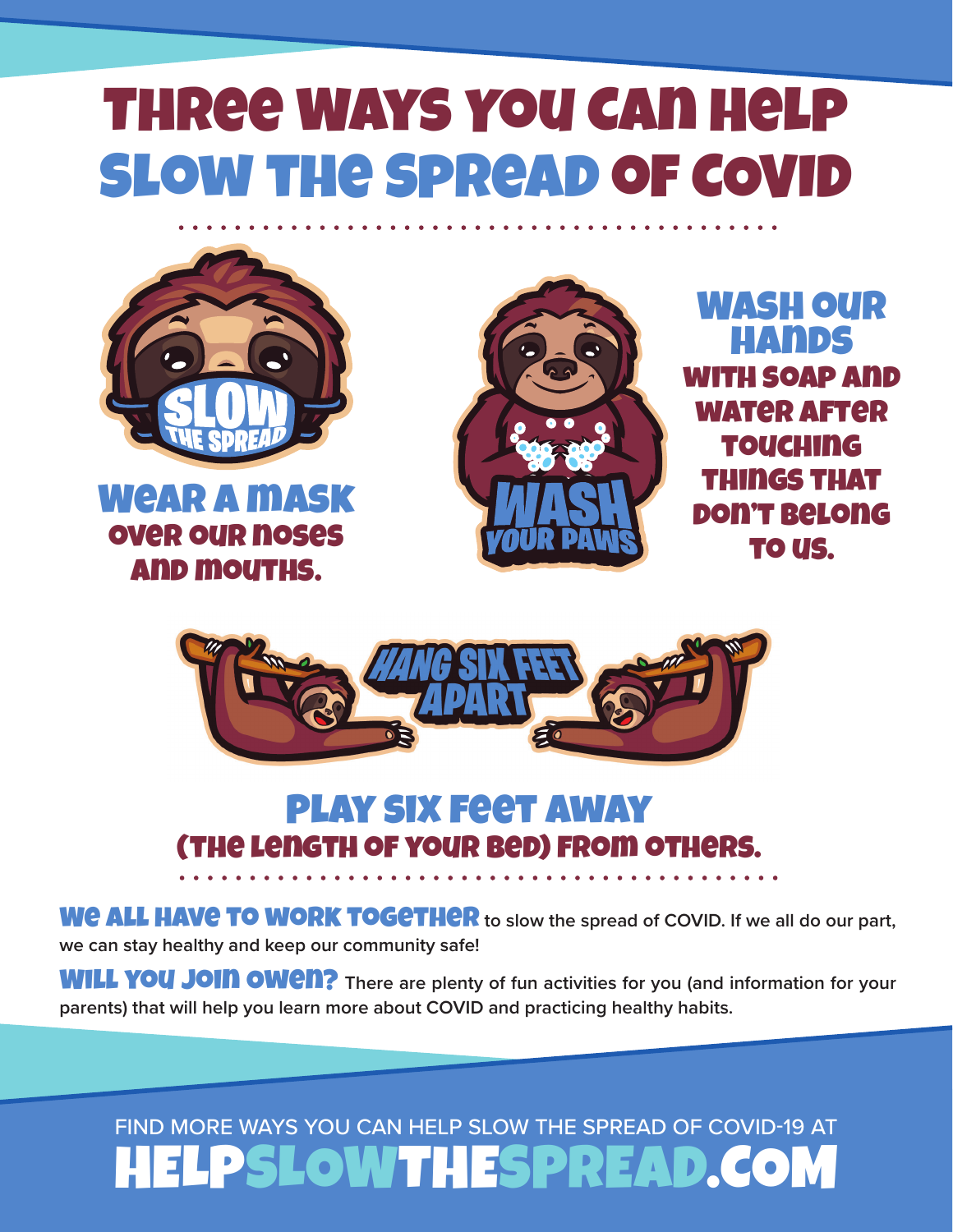# Three Ways You Can Help Slow the Spread of COVID

**Wear a mask** over our noses and mouths.

**Wash our hands** with soap and water after touching things that don't belong to us.

**Play six feet away** (the length of your bed) from others.

**We all have to work together** to slow the spread of COVID. If we all do our part, we can stay healthy and keep our community safe!

**Will you join Owen?** There are plenty of fun activities for you (and information for your parents) that will help you learn more about COVID and practicing healthy habits.

FIND MORE WAYS YOU CAN HELP SLOW THE SPREAD OF COVID-19 AT

**HELPSLOWTHESPREAD.COM**